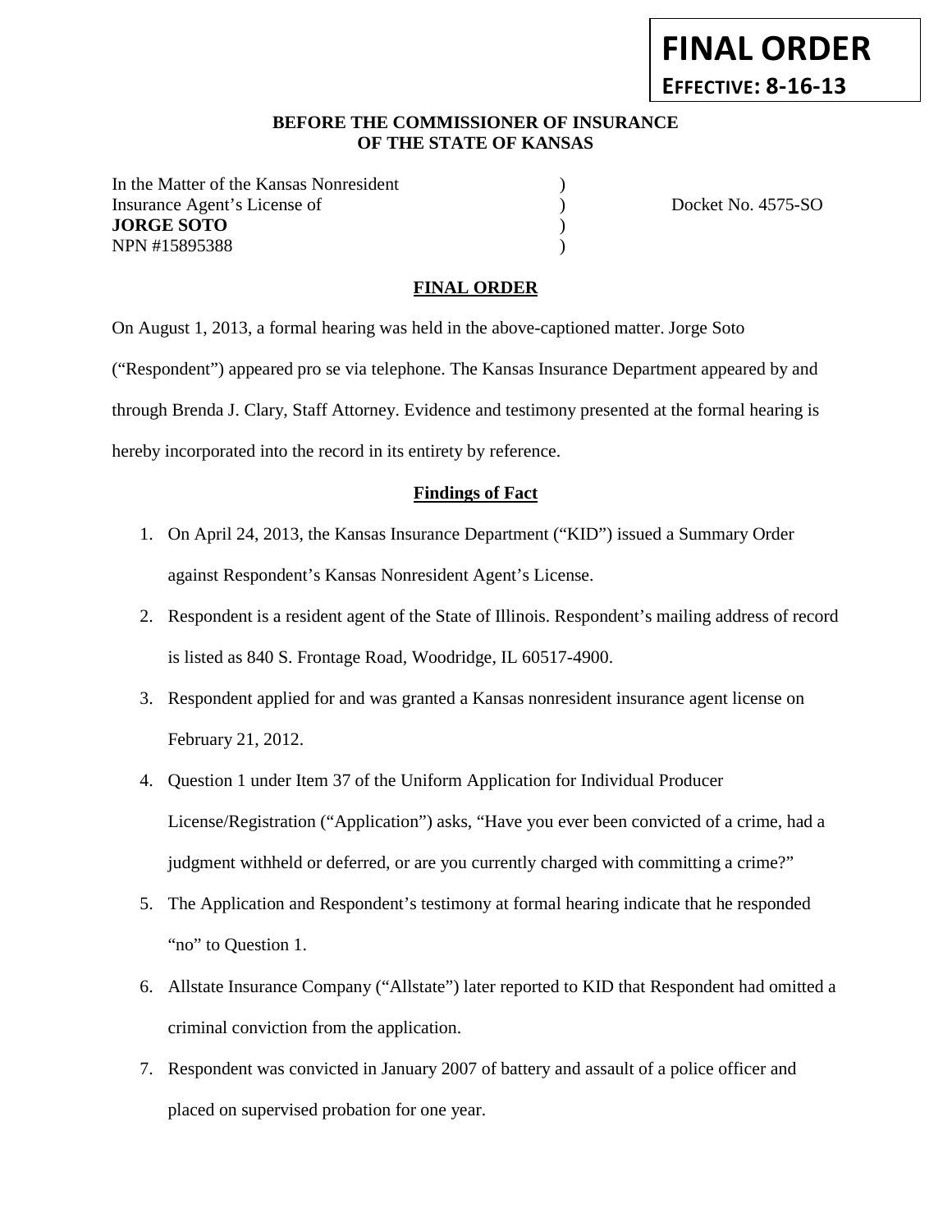**FINAL ORDER**

**EFFECTIVE: 8-16-13**

**BEFORE THE COMMISSIONER OF INSURANCE**
**OF THE STATE OF KANSAS**

| | | |
|---|---|---|
| In the Matter of the Kansas Nonresident | ) | |
| Insurance Agent's License of | ) | Docket No. 4575-SO |
| **JORGE SOTO** | ) | |
| NPN #15895388 | ) | |

## FINAL ORDER

On August 1, 2013, a formal hearing was held in the above-captioned matter. Jorge Soto ("Respondent") appeared pro se via telephone. The Kansas Insurance Department appeared by and through Brenda J. Clary, Staff Attorney. Evidence and testimony presented at the formal hearing is hereby incorporated into the record in its entirety by reference.

### Findings of Fact

1. On April 24, 2013, the Kansas Insurance Department ("KID") issued a Summary Order against Respondent's Kansas Nonresident Agent's License.
2. Respondent is a resident agent of the State of Illinois. Respondent's mailing address of record is listed as 840 S. Frontage Road, Woodridge, IL 60517-4900.
3. Respondent applied for and was granted a Kansas nonresident insurance agent license on February 21, 2012.
4. Question 1 under Item 37 of the Uniform Application for Individual Producer License/Registration ("Application") asks, "Have you ever been convicted of a crime, had a judgment withheld or deferred, or are you currently charged with committing a crime?"
5. The Application and Respondent's testimony at formal hearing indicate that he responded "no" to Question 1.
6. Allstate Insurance Company ("Allstate") later reported to KID that Respondent had omitted a criminal conviction from the application.
7. Respondent was convicted in January 2007 of battery and assault of a police officer and placed on supervised probation for one year.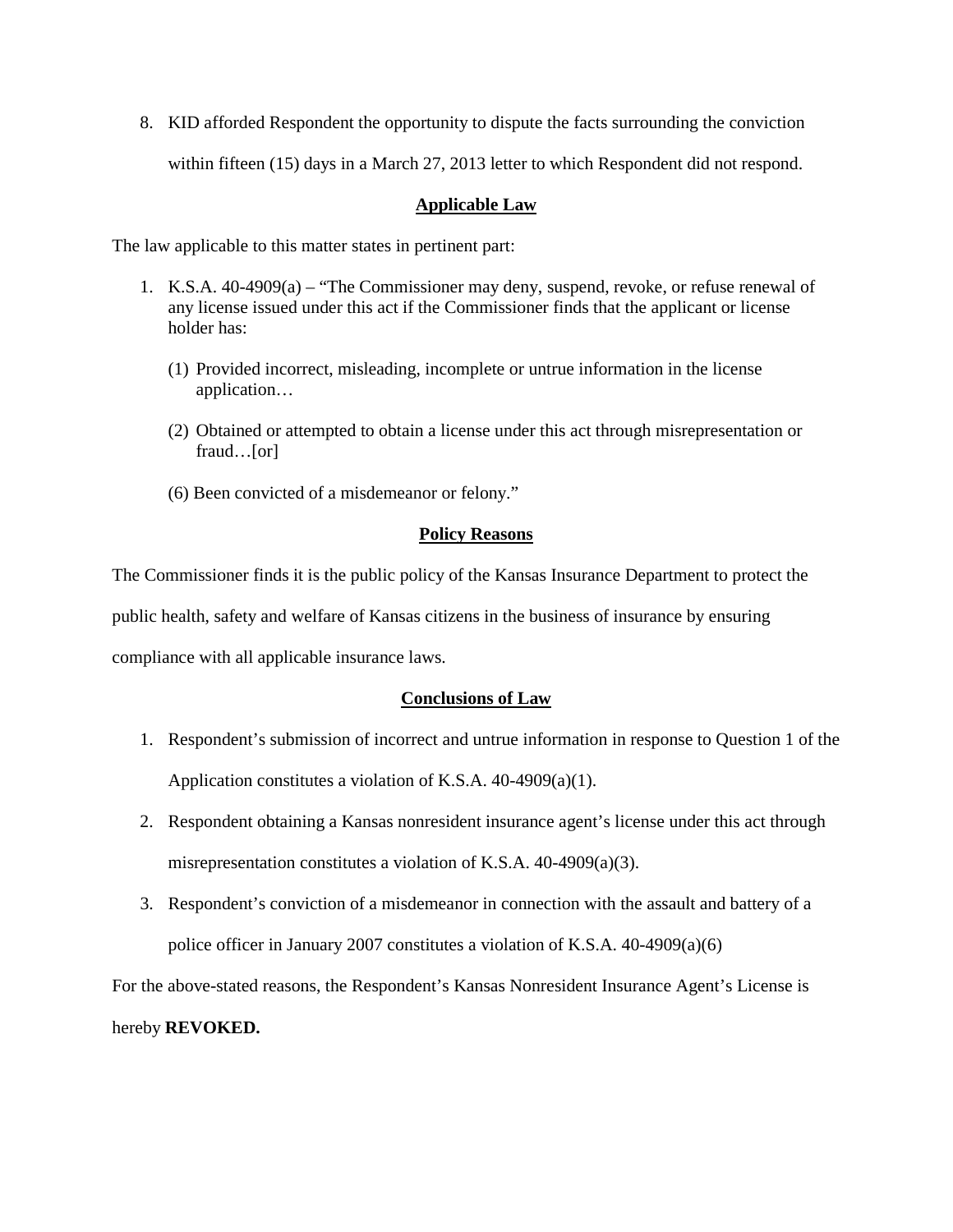8. KID afforded Respondent the opportunity to dispute the facts surrounding the conviction within fifteen (15) days in a March 27, 2013 letter to which Respondent did not respond.

## Applicable Law

The law applicable to this matter states in pertinent part:

1. K.S.A. 40-4909(a) – "The Commissioner may deny, suspend, revoke, or refuse renewal of any license issued under this act if the Commissioner finds that the applicant or license holder has:

   (1) Provided incorrect, misleading, incomplete or untrue information in the license application…

   (2) Obtained or attempted to obtain a license under this act through misrepresentation or fraud…[or]

   (6) Been convicted of a misdemeanor or felony."

## Policy Reasons

The Commissioner finds it is the public policy of the Kansas Insurance Department to protect the public health, safety and welfare of Kansas citizens in the business of insurance by ensuring compliance with all applicable insurance laws.

## Conclusions of Law

1. Respondent's submission of incorrect and untrue information in response to Question 1 of the Application constitutes a violation of K.S.A. 40-4909(a)(1).
2. Respondent obtaining a Kansas nonresident insurance agent's license under this act through misrepresentation constitutes a violation of K.S.A. 40-4909(a)(3).
3. Respondent's conviction of a misdemeanor in connection with the assault and battery of a police officer in January 2007 constitutes a violation of K.S.A. 40-4909(a)(6)

For the above-stated reasons, the Respondent's Kansas Nonresident Insurance Agent's License is hereby **REVOKED.**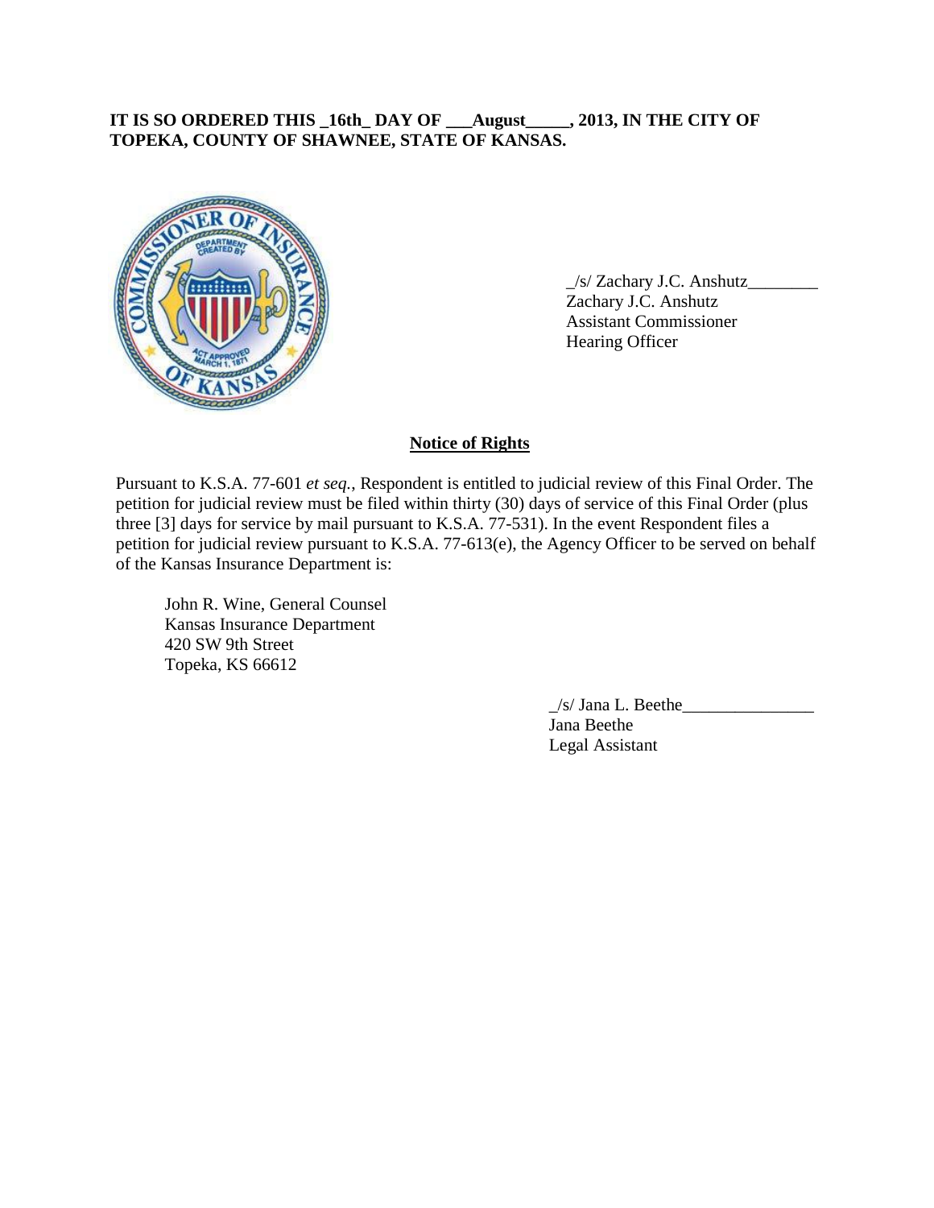**IT IS SO ORDERED THIS _16th_ DAY OF ___August_____, 2013, IN THE CITY OF TOPEKA, COUNTY OF SHAWNEE, STATE OF KANSAS.**

_/s/ Zachary J.C. Anshutz________
Zachary J.C. Anshutz
Assistant Commissioner
Hearing Officer

## Notice of Rights

Pursuant to K.S.A. 77-601 *et seq.*, Respondent is entitled to judicial review of this Final Order. The petition for judicial review must be filed within thirty (30) days of service of this Final Order (plus three [3] days for service by mail pursuant to K.S.A. 77-531). In the event Respondent files a petition for judicial review pursuant to K.S.A. 77-613(e), the Agency Officer to be served on behalf of the Kansas Insurance Department is:

John R. Wine, General Counsel
Kansas Insurance Department
420 SW 9th Street
Topeka, KS 66612

_/s/ Jana L. Beethe_______________
Jana Beethe
Legal Assistant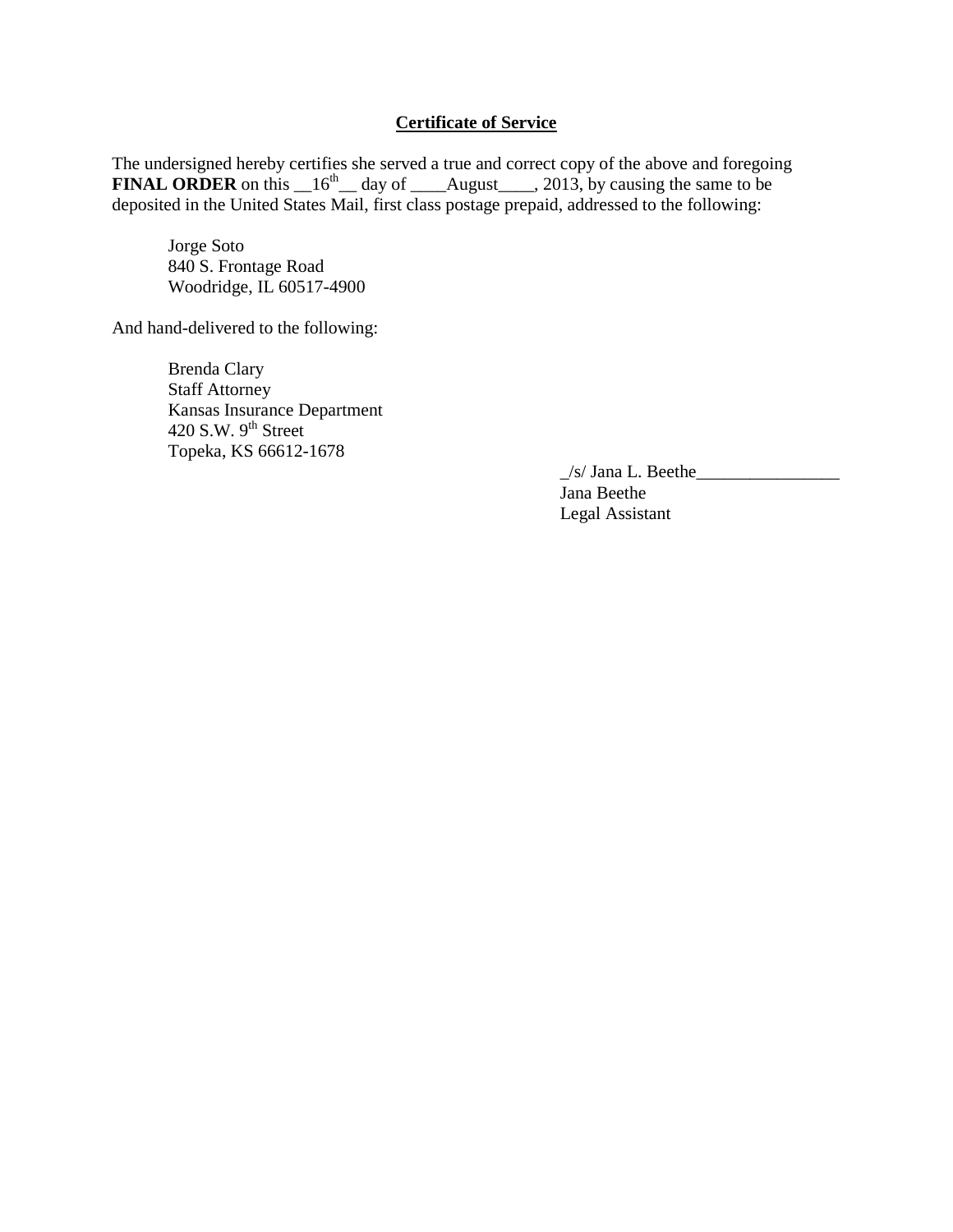**Certificate of Service**

The undersigned hereby certifies she served a true and correct copy of the above and foregoing **FINAL ORDER** on this __16th__ day of ____August____, 2013, by causing the same to be deposited in the United States Mail, first class postage prepaid, addressed to the following:

Jorge Soto
840 S. Frontage Road
Woodridge, IL 60517-4900

And hand-delivered to the following:

Brenda Clary
Staff Attorney
Kansas Insurance Department
420 S.W. 9th Street
Topeka, KS 66612-1678

_/s/ Jana L. Beethe________________
Jana Beethe
Legal Assistant